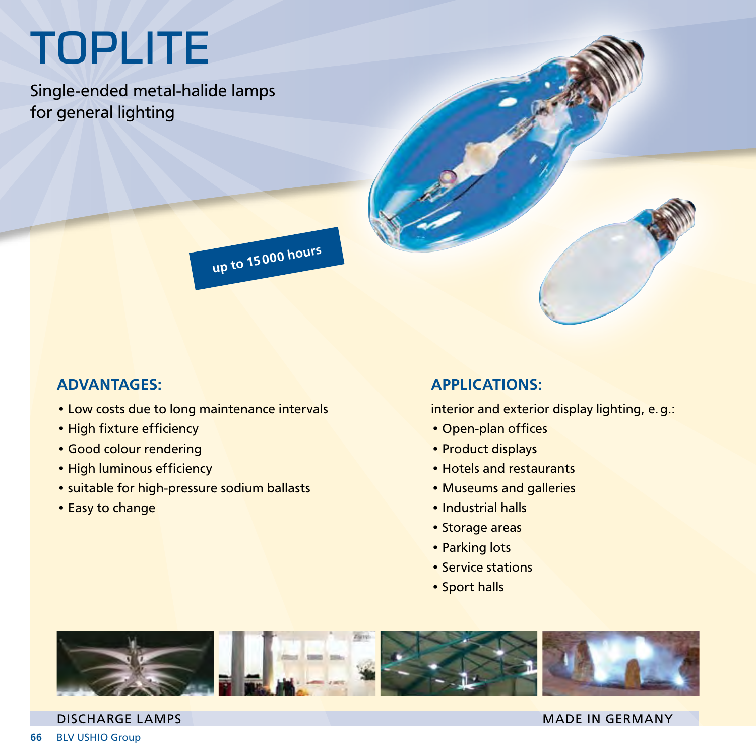# TOPLITE

Single-ended metal-halide lamps for general lighting

**up to 15000 hours**

## ADVANTAGES:

- Low costs due to long maintenance intervals
- High fixture efficiency
- Good colour rendering
- High luminous efficiency
- suitable for high-pressure sodium ballasts
- Easy to change

## APPLICATIONS:

interior and exterior display lighting, e. g.:

- Open-plan offices
- Product displays
- Hotels and restaurants
- Museums and galleries
- Industrial halls
- Storage areas
- Parking lots
- Service stations
- Sport halls

DISCHARGE LAMPS

MADE IN GERMANY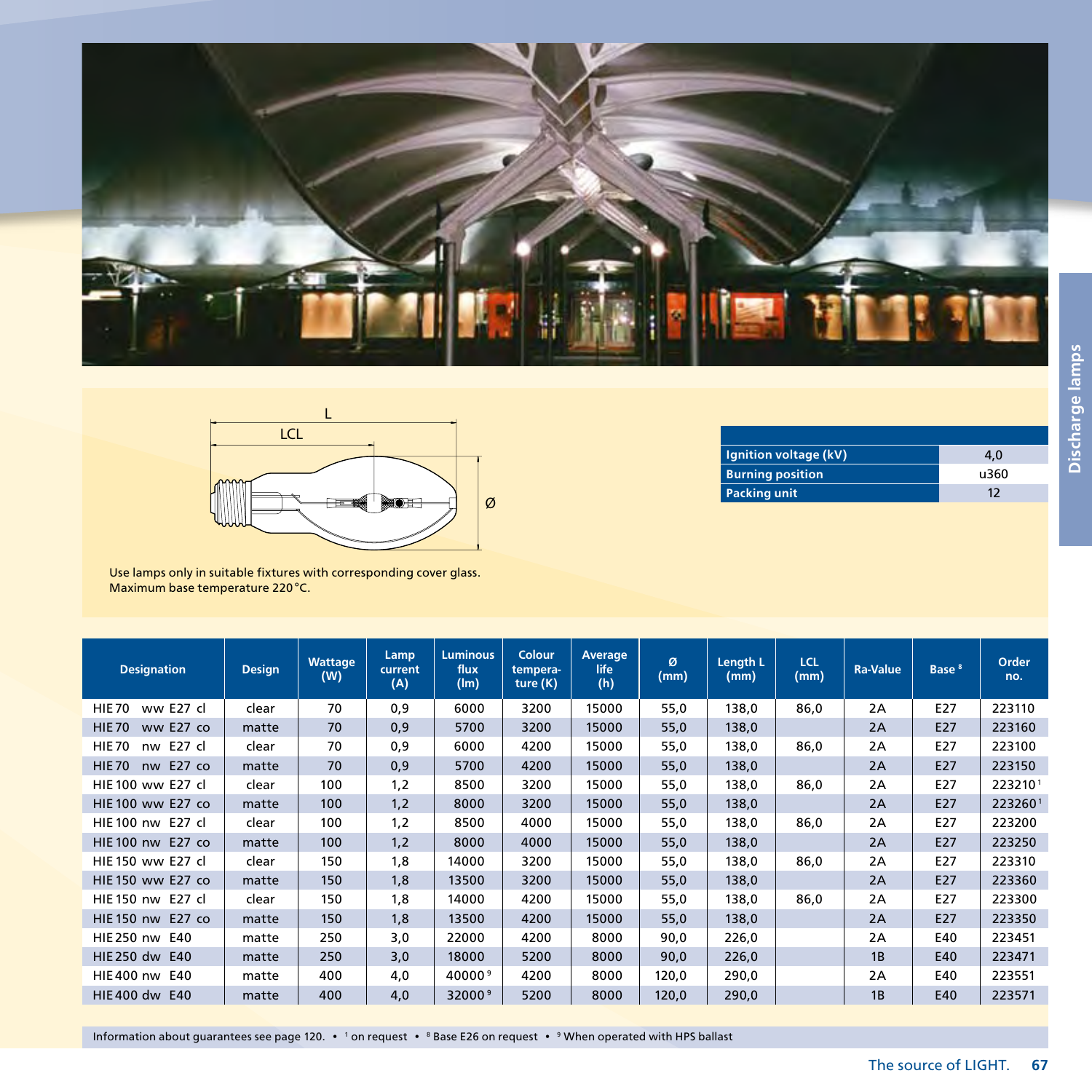L

LCL

Ø

Use lamps only in suitable fixtures with corresponding cover glass.
Maximum base temperature 220 °C.

| | |
|---|---|
| Ignition voltage (kV) | 4,0 |
| Burning position | u360 |
| Packing unit | 12 |

Discharge lamps

| Designation | Design | Wattage (W) | Lamp current (A) | Luminous flux (lm) | Colour tempera-ture (K) | Average life (h) | Ø (mm) | Length L (mm) | LCL (mm) | Ra-Value | Base [8] | Order no. |
|---|---|---|---|---|---|---|---|---|---|---|---|---|
| HIE 70 ww E27 cl | clear | 70 | 0,9 | 6000 | 3200 | 15000 | 55,0 | 138,0 | 86,0 | 2A | E27 | 223110 |
| HIE 70 ww E27 co | matte | 70 | 0,9 | 5700 | 3200 | 15000 | 55,0 | 138,0 | | 2A | E27 | 223160 |
| HIE 70 nw E27 cl | clear | 70 | 0,9 | 6000 | 4200 | 15000 | 55,0 | 138,0 | 86,0 | 2A | E27 | 223100 |
| HIE 70 nw E27 co | matte | 70 | 0,9 | 5700 | 4200 | 15000 | 55,0 | 138,0 | | 2A | E27 | 223150 |
| HIE 100 ww E27 cl | clear | 100 | 1,2 | 8500 | 3200 | 15000 | 55,0 | 138,0 | 86,0 | 2A | E27 | 223210 [1] |
| HIE 100 ww E27 co | matte | 100 | 1,2 | 8000 | 3200 | 15000 | 55,0 | 138,0 | | 2A | E27 | 223260 [1] |
| HIE 100 nw E27 cl | clear | 100 | 1,2 | 8500 | 4000 | 15000 | 55,0 | 138,0 | 86,0 | 2A | E27 | 223200 |
| HIE 100 nw E27 co | matte | 100 | 1,2 | 8000 | 4000 | 15000 | 55,0 | 138,0 | | 2A | E27 | 223250 |
| HIE 150 ww E27 cl | clear | 150 | 1,8 | 14000 | 3200 | 15000 | 55,0 | 138,0 | 86,0 | 2A | E27 | 223310 |
| HIE 150 ww E27 co | matte | 150 | 1,8 | 13500 | 3200 | 15000 | 55,0 | 138,0 | | 2A | E27 | 223360 |
| HIE 150 nw E27 cl | clear | 150 | 1,8 | 14000 | 4200 | 15000 | 55,0 | 138,0 | 86,0 | 2A | E27 | 223300 |
| HIE 150 nw E27 co | matte | 150 | 1,8 | 13500 | 4200 | 15000 | 55,0 | 138,0 | | 2A | E27 | 223350 |
| HIE 250 nw E40 | matte | 250 | 3,0 | 22000 | 4200 | 8000 | 90,0 | 226,0 | | 2A | E40 | 223451 |
| HIE 250 dw E40 | matte | 250 | 3,0 | 18000 | 5200 | 8000 | 90,0 | 226,0 | | 1B | E40 | 223471 |
| HIE 400 nw E40 | matte | 400 | 4,0 | 40000 [9] | 4200 | 8000 | 120,0 | 290,0 | | 2A | E40 | 223551 |
| HIE 400 dw E40 | matte | 400 | 4,0 | 32000 [9] | 5200 | 8000 | 120,0 | 290,0 | | 1B | E40 | 223571 |

Information about guarantees see page 120. • [1] on request • [8] Base E26 on request • [9] When operated with HPS ballast